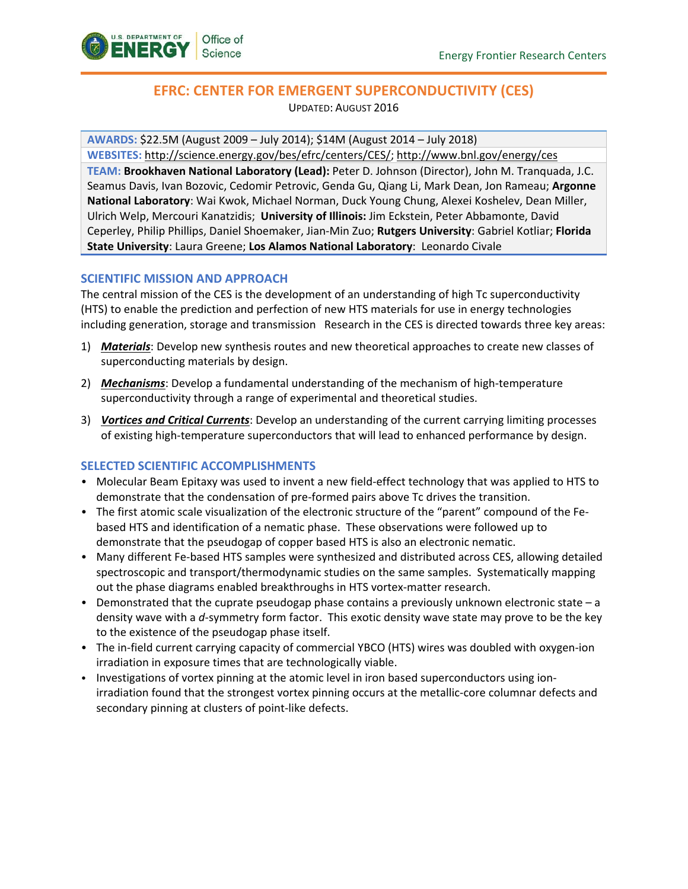# EFRC: CENTER FOR EMERGENT SUPERCONDUCTIVITY (CES)

UPDATED: AUGUST 2016

**AWARDS:** $22.5M (August 2009 – July 2014); $14M (August 2014 – July 2018)

**WEBSITES:** http://science.energy.gov/bes/efrc/centers/CES/; http://www.bnl.gov/energy/ces

**TEAM:** **Brookhaven National Laboratory (Lead):** Peter D. Johnson (Director), John M. Tranquada, J.C. Seamus Davis, Ivan Bozovic, Cedomir Petrovic, Genda Gu, Qiang Li, Mark Dean, Jon Rameau; **Argonne National Laboratory**: Wai Kwok, Michael Norman, Duck Young Chung, Alexei Koshelev, Dean Miller, Ulrich Welp, Mercouri Kanatzidis; **University of Illinois:** Jim Eckstein, Peter Abbamonte, David Ceperley, Philip Phillips, Daniel Shoemaker, Jian-Min Zuo; **Rutgers University**: Gabriel Kotliar; **Florida State University**: Laura Greene; **Los Alamos National Laboratory**: Leonardo Civale

## SCIENTIFIC MISSION AND APPROACH

The central mission of the CES is the development of an understanding of high Tc superconductivity (HTS) to enable the prediction and perfection of new HTS materials for use in energy technologies including generation, storage and transmission Research in the CES is directed towards three key areas:

1) ***Materials***: Develop new synthesis routes and new theoretical approaches to create new classes of superconducting materials by design.
2) ***Mechanisms***: Develop a fundamental understanding of the mechanism of high-temperature superconductivity through a range of experimental and theoretical studies.
3) ***Vortices and Critical Currents***: Develop an understanding of the current carrying limiting processes of existing high-temperature superconductors that will lead to enhanced performance by design.

## SELECTED SCIENTIFIC ACCOMPLISHMENTS

- Molecular Beam Epitaxy was used to invent a new field-effect technology that was applied to HTS to demonstrate that the condensation of pre-formed pairs above Tc drives the transition.
- The first atomic scale visualization of the electronic structure of the "parent" compound of the Fe-based HTS and identification of a nematic phase. These observations were followed up to demonstrate that the pseudogap of copper based HTS is also an electronic nematic.
- Many different Fe-based HTS samples were synthesized and distributed across CES, allowing detailed spectroscopic and transport/thermodynamic studies on the same samples. Systematically mapping out the phase diagrams enabled breakthroughs in HTS vortex-matter research.
- Demonstrated that the cuprate pseudogap phase contains a previously unknown electronic state – a density wave with a *d*-symmetry form factor. This exotic density wave state may prove to be the key to the existence of the pseudogap phase itself.
- The in-field current carrying capacity of commercial YBCO (HTS) wires was doubled with oxygen-ion irradiation in exposure times that are technologically viable.
- Investigations of vortex pinning at the atomic level in iron based superconductors using ion-irradiation found that the strongest vortex pinning occurs at the metallic-core columnar defects and secondary pinning at clusters of point-like defects.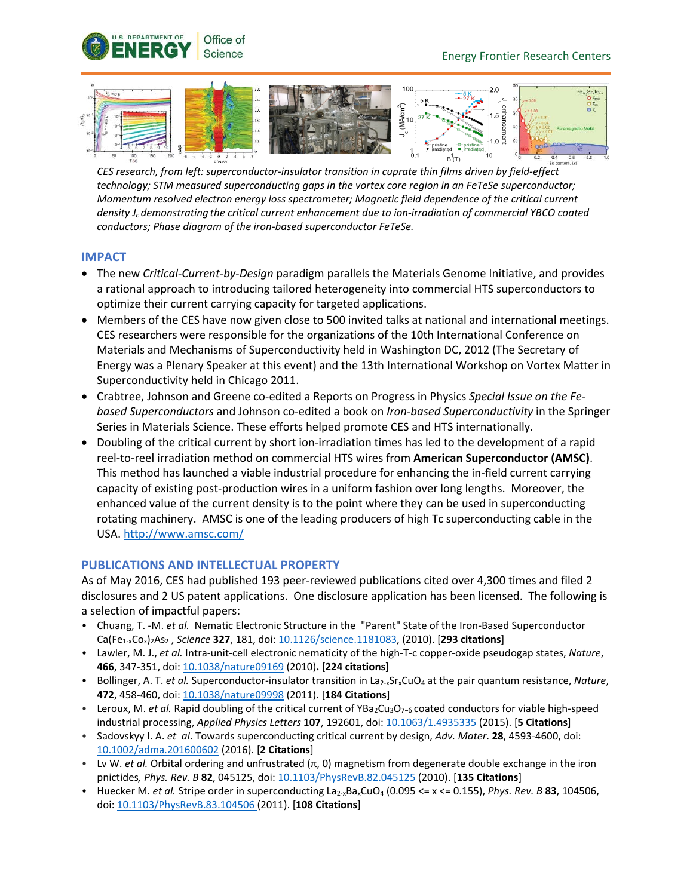CES research, from left: superconductor-insulator transition in cuprate thin films driven by field-effect technology; STM measured superconducting gaps in the vortex core region in an FeTeSe superconductor; Momentum resolved electron energy loss spectrometer; Magnetic field dependence of the critical current density $J_c$ demonstrating the critical current enhancement due to ion-irradiation of commercial YBCO coated conductors; Phase diagram of the iron-based superconductor FeTeSe.

## IMPACT

- The new *Critical-Current-by-Design* paradigm parallels the Materials Genome Initiative, and provides a rational approach to introducing tailored heterogeneity into commercial HTS superconductors to optimize their current carrying capacity for targeted applications.
- Members of the CES have now given close to 500 invited talks at national and international meetings. CES researchers were responsible for the organizations of the 10th International Conference on Materials and Mechanisms of Superconductivity held in Washington DC, 2012 (The Secretary of Energy was a Plenary Speaker at this event) and the 13th International Workshop on Vortex Matter in Superconductivity held in Chicago 2011.
- Crabtree, Johnson and Greene co-edited a Reports on Progress in Physics *Special Issue on the Fe-based Superconductors* and Johnson co-edited a book on *Iron-based Superconductivity* in the Springer Series in Materials Science. These efforts helped promote CES and HTS internationally.
- Doubling of the critical current by short ion-irradiation times has led to the development of a rapid reel-to-reel irradiation method on commercial HTS wires from **American Superconductor (AMSC)**. This method has launched a viable industrial procedure for enhancing the in-field current carrying capacity of existing post-production wires in a uniform fashion over long lengths. Moreover, the enhanced value of the current density is to the point where they can be used in superconducting rotating machinery. AMSC is one of the leading producers of high Tc superconducting cable in the USA. http://www.amsc.com/

## PUBLICATIONS AND INTELLECTUAL PROPERTY

As of May 2016, CES had published 193 peer-reviewed publications cited over 4,300 times and filed 2 disclosures and 2 US patent applications. One disclosure application has been licensed. The following is a selection of impactful papers:

- Chuang, T. -M. *et al.* Nematic Electronic Structure in the "Parent" State of the Iron-Based Superconductor $Ca(Fe_{1-x}Co_x)_2As_2$ , *Science* **327**, 181, doi: 10.1126/science.1181083, (2010). [**293 citations**]
- Lawler, M. J., *et al.* Intra-unit-cell electronic nematicity of the high-T-c copper-oxide pseudogap states, *Nature*, **466**, 347-351, doi: 10.1038/nature09169 (2010)**.** [**224 citations**]
- Bollinger, A. T. *et al.* Superconductor-insulator transition in $La_{2-x}Sr_xCuO_4$ at the pair quantum resistance, *Nature*, **472**, 458-460, doi: 10.1038/nature09998 (2011). [**184 Citations**]
- Leroux, M. *et al.* Rapid doubling of the critical current of $YBa_2Cu_3O_{7-\delta}$ coated conductors for viable high-speed industrial processing, *Applied Physics Letters* **107**, 192601, doi: 10.1063/1.4935335 (2015). [**5 Citations**]
- Sadovskyy I. A. *et al*. Towards superconducting critical current by design, *Adv. Mater*. **28**, 4593-4600, doi: 10.1002/adma.201600602 (2016). [**2 Citations**]
- Lv W. *et al.* Orbital ordering and unfrustrated (π, 0) magnetism from degenerate double exchange in the iron pnictides*, Phys. Rev. B* **82**, 045125, doi: 10.1103/PhysRevB.82.045125 (2010). [**135 Citations**]
- Huecker M. *et al.* Stripe order in superconducting $La_{2-x}Ba_xCuO_4$ (0.095 <= x <= 0.155), *Phys. Rev. B* **83**, 104506, doi: 10.1103/PhysRevB.83.104506 (2011). [**108 Citations**]